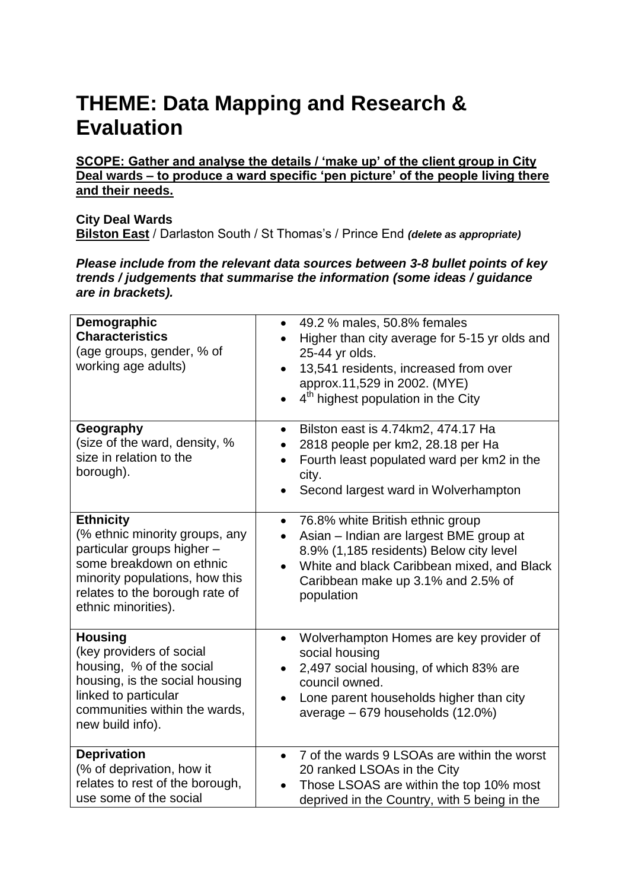# THEME: Data Mapping and Research & Evaluation

**SCOPE: Gather and analyse the details / 'make up' of the client group in City Deal wards – to produce a ward specific 'pen picture' of the people living there and their needs.**

**City Deal Wards**
**Bilston East** / Darlaston South / St Thomas's / Prince End ***(delete as appropriate)***

***Please include from the relevant data sources between 3-8 bullet points of key trends / judgements that summarise the information (some ideas / guidance are in brackets).***

| | |
|---|---|
| **Demographic Characteristics** (age groups, gender, % of working age adults) | • 49.2 % males, 50.8% females<br>• Higher than city average for 5-15 yr olds and 25-44 yr olds.<br>• 13,541 residents, increased from over approx.11,529 in 2002. (MYE)<br>• 4th highest population in the City |
| **Geography** (size of the ward, density, % size in relation to the borough). | • Bilston east is 4.74km2, 474.17 Ha<br>• 2818 people per km2, 28.18 per Ha<br>• Fourth least populated ward per km2 in the city.<br>• Second largest ward in Wolverhampton |
| **Ethnicity** (% ethnic minority groups, any particular groups higher – some breakdown on ethnic minority populations, how this relates to the borough rate of ethnic minorities). | • 76.8% white British ethnic group<br>• Asian – Indian are largest BME group at 8.9% (1,185 residents) Below city level<br>• White and black Caribbean mixed, and Black Caribbean make up 3.1% and 2.5% of population |
| **Housing** (key providers of social housing, % of the social housing, is the social housing linked to particular communities within the wards, new build info). | • Wolverhampton Homes are key provider of social housing<br>• 2,497 social housing, of which 83% are council owned.<br>• Lone parent households higher than city average – 679 households (12.0%) |
| **Deprivation** (% of deprivation, how it relates to rest of the borough, use some of the social | • 7 of the wards 9 LSOAs are within the worst 20 ranked LSOAs in the City<br>• Those LSOAS are within the top 10% most deprived in the Country, with 5 being in the |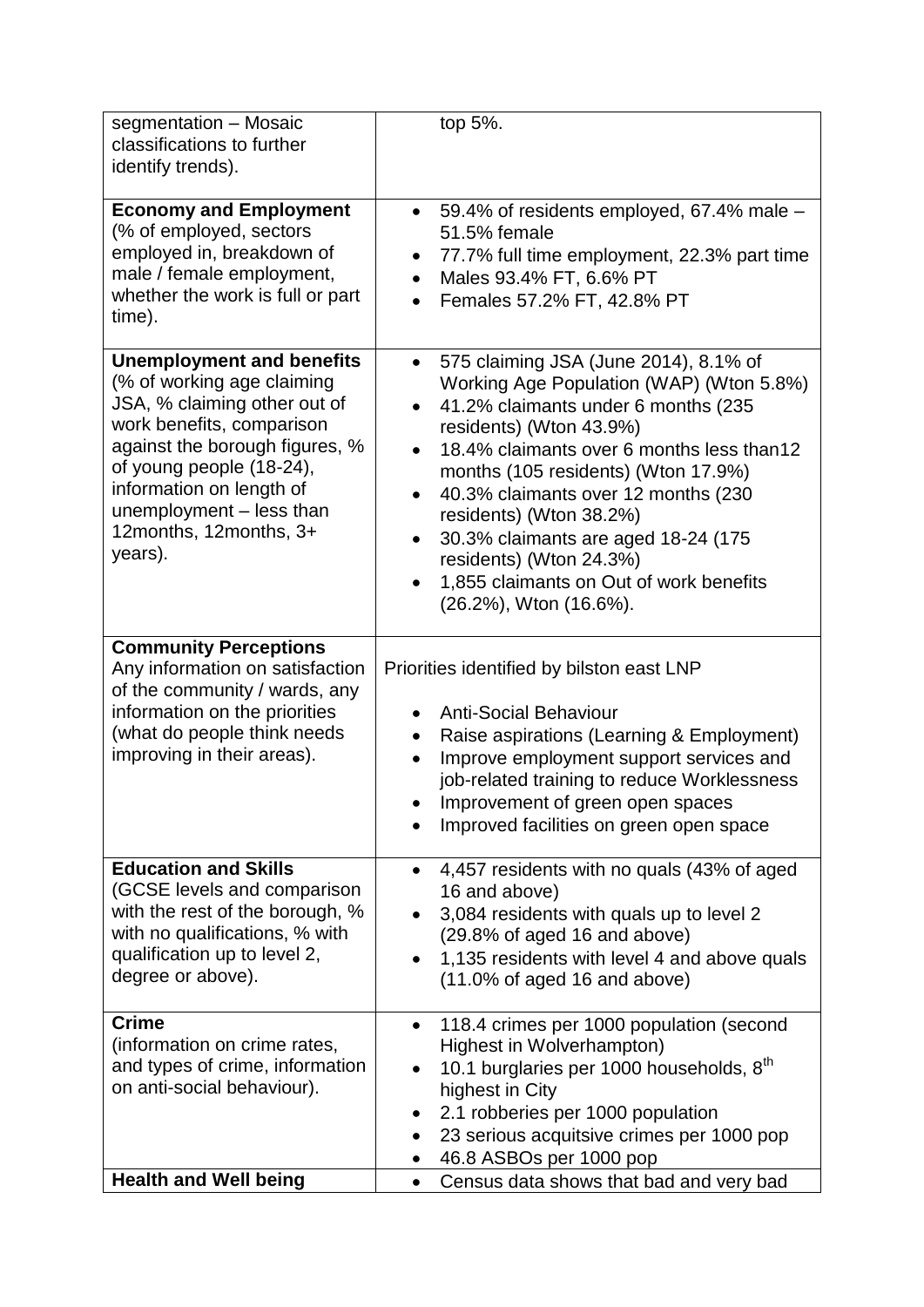| | |
|---|---|
| segmentation – Mosaic classifications to further identify trends). | top 5%. |
| **Economy and Employment** (% of employed, sectors employed in, breakdown of male / female employment, whether the work is full or part time). | • 59.4% of residents employed, 67.4% male – 51.5% female<br>• 77.7% full time employment, 22.3% part time<br>• Males 93.4% FT, 6.6% PT<br>• Females 57.2% FT, 42.8% PT |
| **Unemployment and benefits** (% of working age claiming JSA, % claiming other out of work benefits, comparison against the borough figures, % of young people (18-24), information on length of unemployment – less than 12months, 12months, 3+ years). | • 575 claiming JSA (June 2014), 8.1% of Working Age Population (WAP) (Wton 5.8%)<br>• 41.2% claimants under 6 months (235 residents) (Wton 43.9%)<br>• 18.4% claimants over 6 months less than12 months (105 residents) (Wton 17.9%)<br>• 40.3% claimants over 12 months (230 residents) (Wton 38.2%)<br>• 30.3% claimants are aged 18-24 (175 residents) (Wton 24.3%)<br>• 1,855 claimants on Out of work benefits (26.2%), Wton (16.6%). |
| **Community Perceptions** Any information on satisfaction of the community / wards, any information on the priorities (what do people think needs improving in their areas). | Priorities identified by bilston east LNP<br>• Anti-Social Behaviour<br>• Raise aspirations (Learning & Employment)<br>• Improve employment support services and job-related training to reduce Worklessness<br>• Improvement of green open spaces<br>• Improved facilities on green open space |
| **Education and Skills** (GCSE levels and comparison with the rest of the borough, % with no qualifications, % with qualification up to level 2, degree or above). | • 4,457 residents with no quals (43% of aged 16 and above)<br>• 3,084 residents with quals up to level 2 (29.8% of aged 16 and above)<br>• 1,135 residents with level 4 and above quals (11.0% of aged 16 and above) |
| **Crime** (information on crime rates, and types of crime, information on anti-social behaviour). | • 118.4 crimes per 1000 population (second Highest in Wolverhampton)<br>• 10.1 burglaries per 1000 households, 8th highest in City<br>• 2.1 robberies per 1000 population<br>• 23 serious acquitsive crimes per 1000 pop<br>• 46.8 ASBOs per 1000 pop |
| **Health and Well being** | • Census data shows that bad and very bad |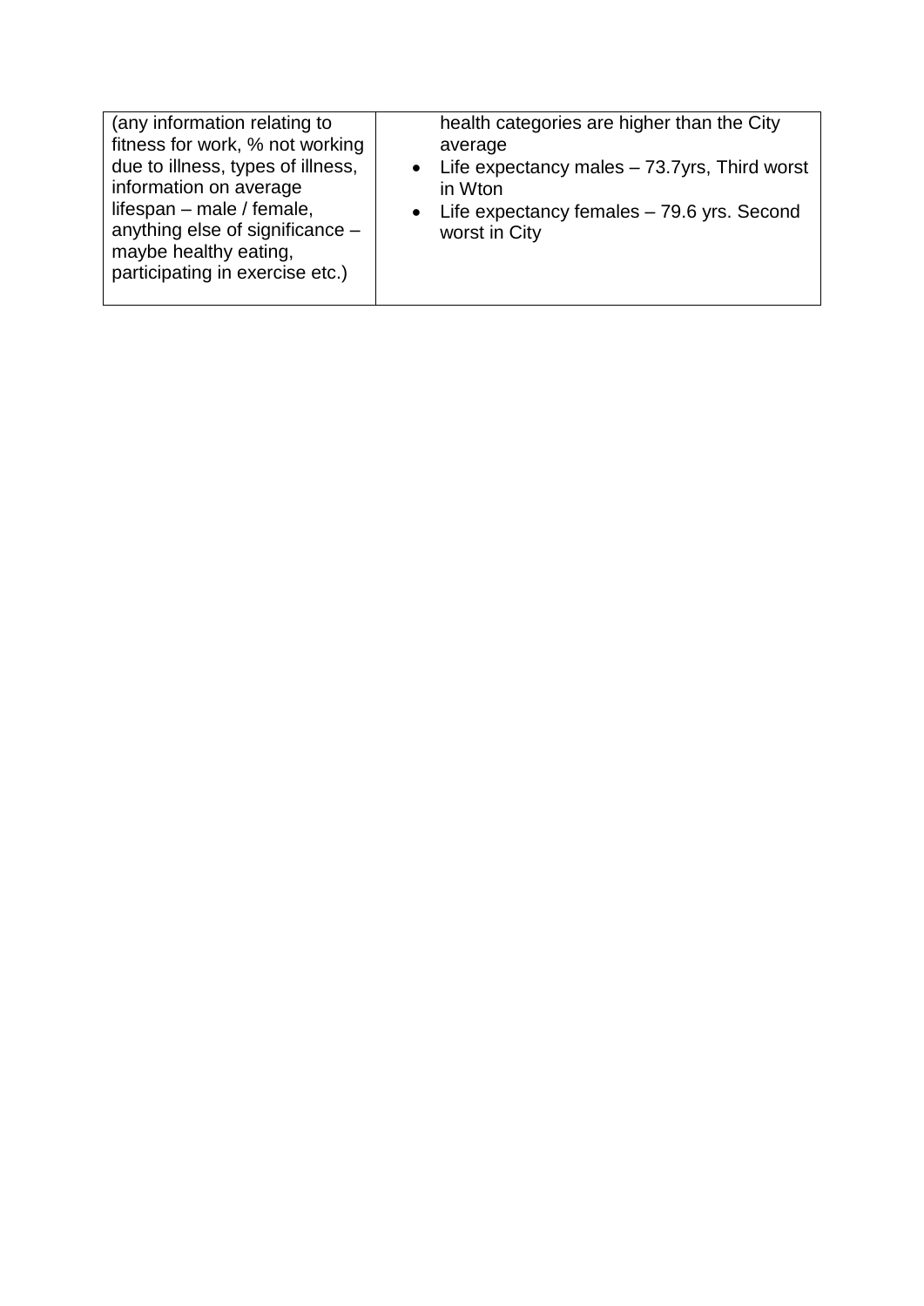| | |
|---|---|
| (any information relating to fitness for work, % not working due to illness, types of illness, information on average lifespan – male / female, anything else of significance – maybe healthy eating, participating in exercise etc.) | health categories are higher than the City average<br>• Life expectancy males – 73.7yrs, Third worst in Wton<br>• Life expectancy females – 79.6 yrs. Second worst in City |